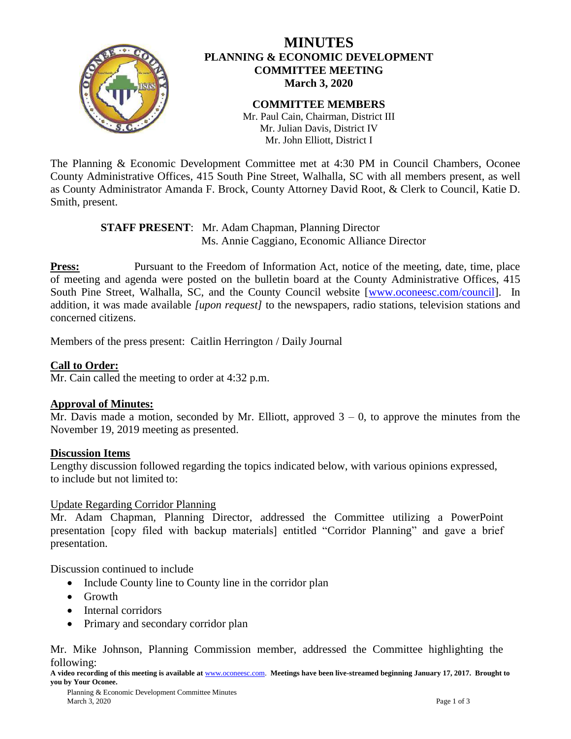# MINUTES
## PLANNING & ECONOMIC DEVELOPMENT COMMITTEE MEETING
### March 3, 2020

**COMMITTEE MEMBERS**
Mr. Paul Cain, Chairman, District III
Mr. Julian Davis, District IV
Mr. John Elliott, District I

The Planning & Economic Development Committee met at 4:30 PM in Council Chambers, Oconee County Administrative Offices, 415 South Pine Street, Walhalla, SC with all members present, as well as County Administrator Amanda F. Brock, County Attorney David Root, & Clerk to Council, Katie D. Smith, present.

**STAFF PRESENT**: Mr. Adam Chapman, Planning Director
Ms. Annie Caggiano, Economic Alliance Director

**Press:** Pursuant to the Freedom of Information Act, notice of the meeting, date, time, place of meeting and agenda were posted on the bulletin board at the County Administrative Offices, 415 South Pine Street, Walhalla, SC, and the County Council website [www.oconeesc.com/council]. In addition, it was made available *[upon request]* to the newspapers, radio stations, television stations and concerned citizens.

Members of the press present: Caitlin Herrington / Daily Journal

**Call to Order:**
Mr. Cain called the meeting to order at 4:32 p.m.

**Approval of Minutes:**
Mr. Davis made a motion, seconded by Mr. Elliott, approved 3 – 0, to approve the minutes from the November 19, 2019 meeting as presented.

**Discussion Items**
Lengthy discussion followed regarding the topics indicated below, with various opinions expressed, to include but not limited to:

Update Regarding Corridor Planning
Mr. Adam Chapman, Planning Director, addressed the Committee utilizing a PowerPoint presentation [copy filed with backup materials] entitled "Corridor Planning" and gave a brief presentation.

Discussion continued to include
- Include County line to County line in the corridor plan
- Growth
- Internal corridors
- Primary and secondary corridor plan

Mr. Mike Johnson, Planning Commission member, addressed the Committee highlighting the following:

**A video recording of this meeting is available at www.oconeesc.com. Meetings have been live-streamed beginning January 17, 2017. Brought to you by Your Oconee.**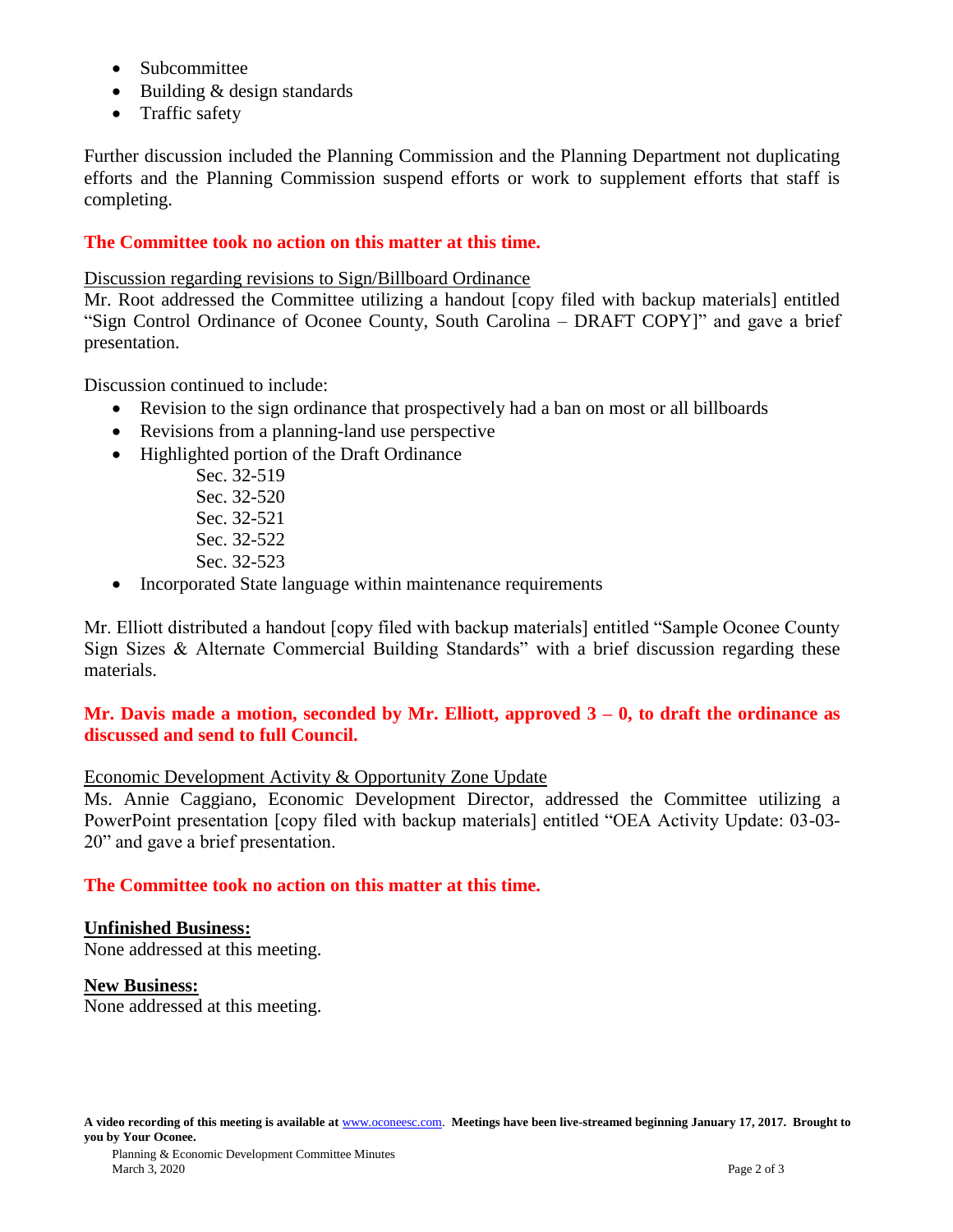- Subcommittee
- Building & design standards
- Traffic safety

Further discussion included the Planning Commission and the Planning Department not duplicating efforts and the Planning Commission suspend efforts or work to supplement efforts that staff is completing.

**The Committee took no action on this matter at this time.**

Discussion regarding revisions to Sign/Billboard Ordinance

Mr. Root addressed the Committee utilizing a handout [copy filed with backup materials] entitled "Sign Control Ordinance of Oconee County, South Carolina – DRAFT COPY]" and gave a brief presentation.

Discussion continued to include:

- Revision to the sign ordinance that prospectively had a ban on most or all billboards
- Revisions from a planning-land use perspective
- Highlighted portion of the Draft Ordinance
  - Sec. 32-519
  - Sec. 32-520
  - Sec. 32-521
  - Sec. 32-522
  - Sec. 32-523
- Incorporated State language within maintenance requirements

Mr. Elliott distributed a handout [copy filed with backup materials] entitled "Sample Oconee County Sign Sizes & Alternate Commercial Building Standards" with a brief discussion regarding these materials.

**Mr. Davis made a motion, seconded by Mr. Elliott, approved 3 – 0, to draft the ordinance as discussed and send to full Council.**

Economic Development Activity & Opportunity Zone Update

Ms. Annie Caggiano, Economic Development Director, addressed the Committee utilizing a PowerPoint presentation [copy filed with backup materials] entitled "OEA Activity Update: 03-03-20" and gave a brief presentation.

**The Committee took no action on this matter at this time.**

**Unfinished Business:**

None addressed at this meeting.

**New Business:**

None addressed at this meeting.

**A video recording of this meeting is available at www.oconeesc.com. Meetings have been live-streamed beginning January 17, 2017. Brought to you by Your Oconee.**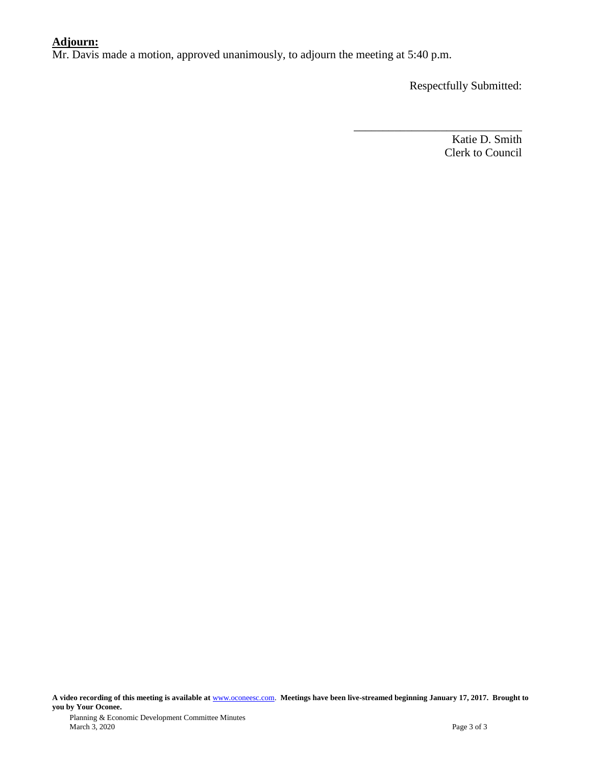**Adjourn:**

Mr. Davis made a motion, approved unanimously, to adjourn the meeting at 5:40 p.m.

Respectfully Submitted:

\_\_\_\_\_\_\_\_\_\_\_\_\_\_\_\_\_\_\_\_\_\_\_\_\_\_\_\_\_\_\_

Katie D. Smith
Clerk to Council

**A video recording of this meeting is available at** [www.oconeesc.com](http://www.oconeesc.com). **Meetings have been live-streamed beginning January 17, 2017. Brought to you by Your Oconee.**